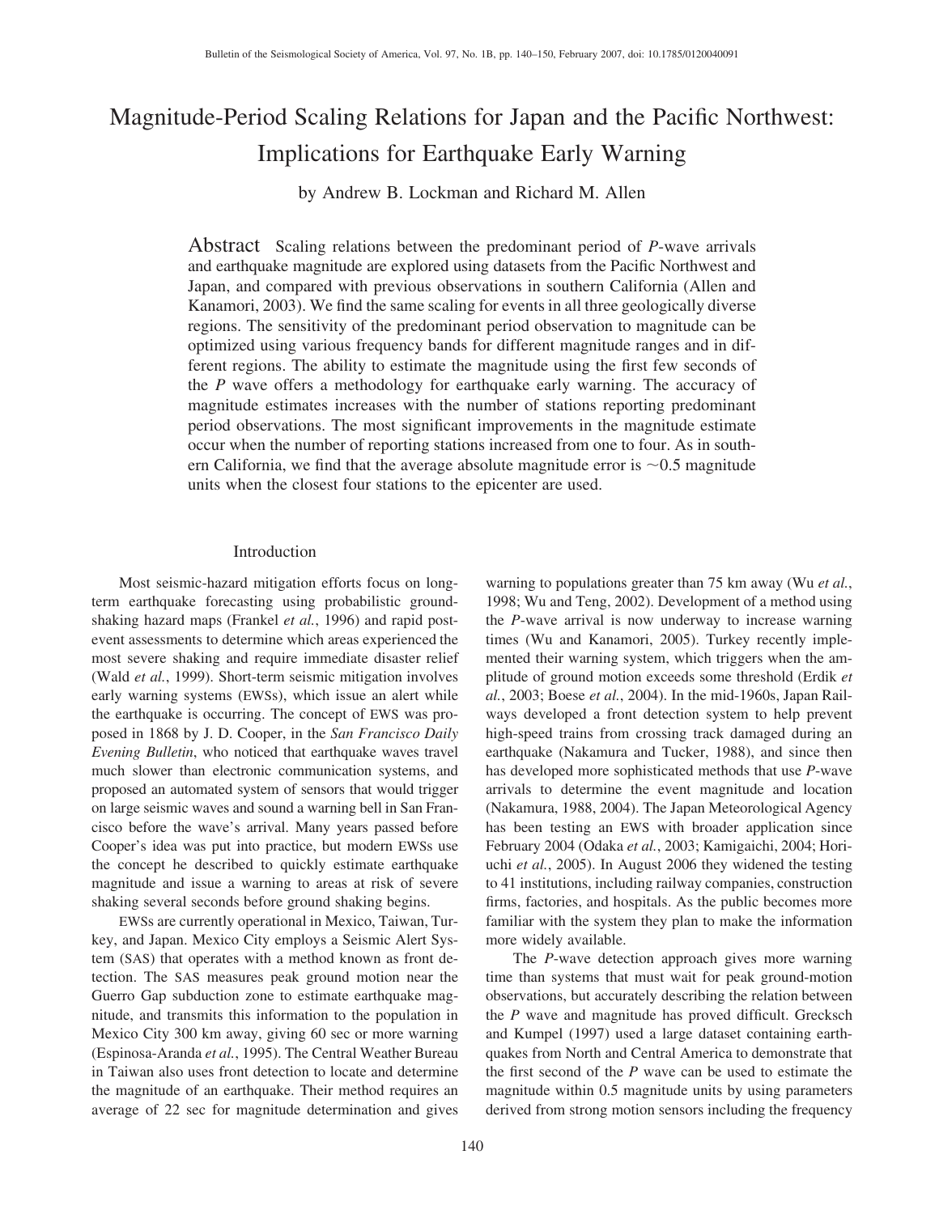# Magnitude-Period Scaling Relations for Japan and the Pacific Northwest: Implications for Earthquake Early Warning

by Andrew B. Lockman and Richard M. Allen

**Abstract** Scaling relations between the predominant period of *P*-wave arrivals and earthquake magnitude are explored using datasets from the Pacific Northwest and Japan, and compared with previous observations in southern California (Allen and Kanamori, 2003). We find the same scaling for events in all three geologically diverse regions. The sensitivity of the predominant period observation to magnitude can be optimized using various frequency bands for different magnitude ranges and in different regions. The ability to estimate the magnitude using the first few seconds of the *P* wave offers a methodology for earthquake early warning. The accuracy of magnitude estimates increases with the number of stations reporting predominant period observations. The most significant improvements in the magnitude estimate occur when the number of reporting stations increased from one to four. As in southern California, we find that the average absolute magnitude error is ~0.5 magnitude units when the closest four stations to the epicenter are used.

## Introduction

Most seismic-hazard mitigation efforts focus on long-term earthquake forecasting using probabilistic ground-shaking hazard maps (Frankel *et al.*, 1996) and rapid post-event assessments to determine which areas experienced the most severe shaking and require immediate disaster relief (Wald *et al.*, 1999). Short-term seismic mitigation involves early warning systems (EWSs), which issue an alert while the earthquake is occurring. The concept of EWS was proposed in 1868 by J. D. Cooper, in the *San Francisco Daily Evening Bulletin*, who noticed that earthquake waves travel much slower than electronic communication systems, and proposed an automated system of sensors that would trigger on large seismic waves and sound a warning bell in San Francisco before the wave's arrival. Many years passed before Cooper's idea was put into practice, but modern EWSs use the concept he described to quickly estimate earthquake magnitude and issue a warning to areas at risk of severe shaking several seconds before ground shaking begins.

EWSs are currently operational in Mexico, Taiwan, Turkey, and Japan. Mexico City employs a Seismic Alert System (SAS) that operates with a method known as front detection. The SAS measures peak ground motion near the Guerro Gap subduction zone to estimate earthquake magnitude, and transmits this information to the population in Mexico City 300 km away, giving 60 sec or more warning (Espinosa-Aranda *et al.*, 1995). The Central Weather Bureau in Taiwan also uses front detection to locate and determine the magnitude of an earthquake. Their method requires an average of 22 sec for magnitude determination and gives warning to populations greater than 75 km away (Wu *et al.*, 1998; Wu and Teng, 2002). Development of a method using the *P*-wave arrival is now underway to increase warning times (Wu and Kanamori, 2005). Turkey recently implemented their warning system, which triggers when the amplitude of ground motion exceeds some threshold (Erdik *et al.*, 2003; Boese *et al.*, 2004). In the mid-1960s, Japan Railways developed a front detection system to help prevent high-speed trains from crossing track damaged during an earthquake (Nakamura and Tucker, 1988), and since then has developed more sophisticated methods that use *P*-wave arrivals to determine the event magnitude and location (Nakamura, 1988, 2004). The Japan Meteorological Agency has been testing an EWS with broader application since February 2004 (Odaka *et al.*, 2003; Kamigaichi, 2004; Horiuchi *et al.*, 2005). In August 2006 they widened the testing to 41 institutions, including railway companies, construction firms, factories, and hospitals. As the public becomes more familiar with the system they plan to make the information more widely available.

The *P*-wave detection approach gives more warning time than systems that must wait for peak ground-motion observations, but accurately describing the relation between the *P* wave and magnitude has proved difficult. Grecksch and Kumpel (1997) used a large dataset containing earthquakes from North and Central America to demonstrate that the first second of the *P* wave can be used to estimate the magnitude within 0.5 magnitude units by using parameters derived from strong motion sensors including the frequency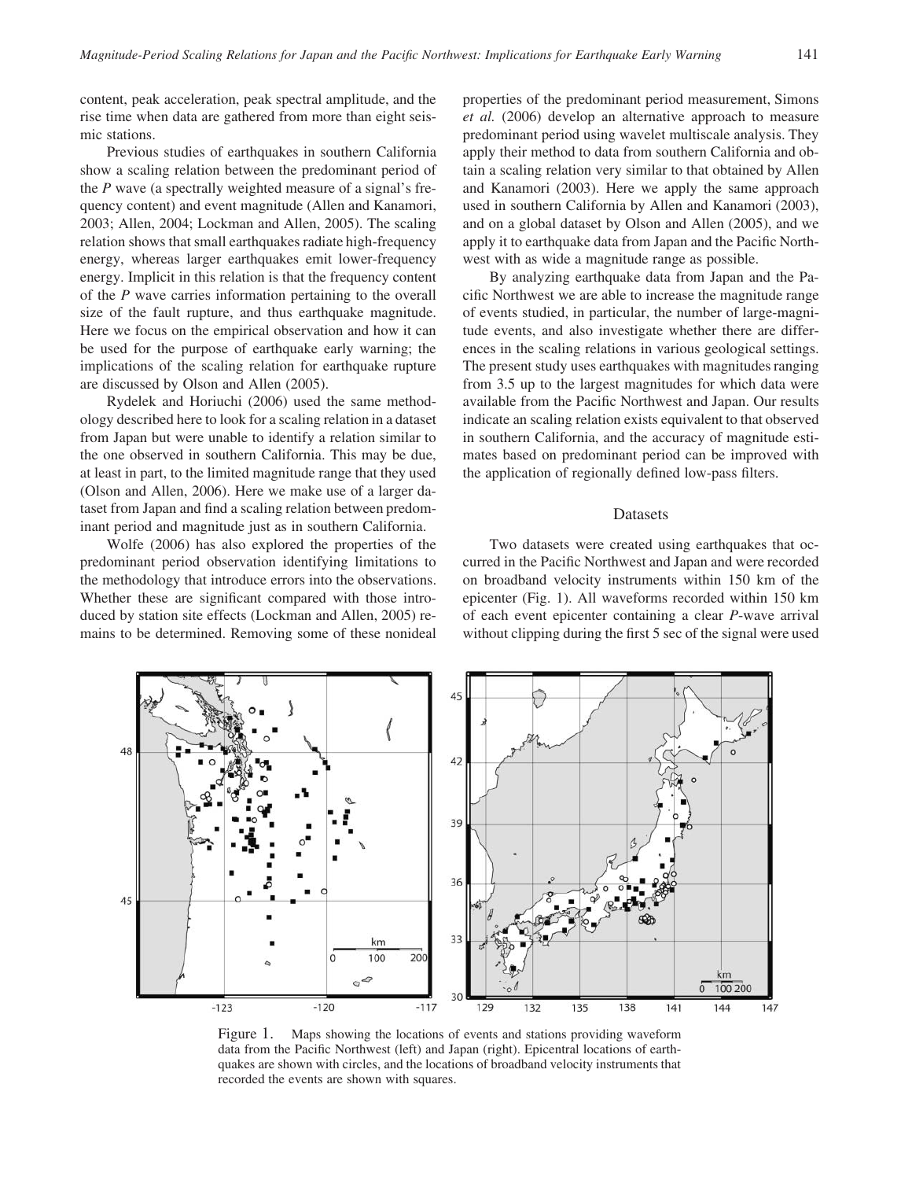content, peak acceleration, peak spectral amplitude, and the rise time when data are gathered from more than eight seismic stations.

Previous studies of earthquakes in southern California show a scaling relation between the predominant period of the *P* wave (a spectrally weighted measure of a signal's frequency content) and event magnitude (Allen and Kanamori, 2003; Allen, 2004; Lockman and Allen, 2005). The scaling relation shows that small earthquakes radiate high-frequency energy, whereas larger earthquakes emit lower-frequency energy. Implicit in this relation is that the frequency content of the *P* wave carries information pertaining to the overall size of the fault rupture, and thus earthquake magnitude. Here we focus on the empirical observation and how it can be used for the purpose of earthquake early warning; the implications of the scaling relation for earthquake rupture are discussed by Olson and Allen (2005).

Rydelek and Horiuchi (2006) used the same methodology described here to look for a scaling relation in a dataset from Japan but were unable to identify a relation similar to the one observed in southern California. This may be due, at least in part, to the limited magnitude range that they used (Olson and Allen, 2006). Here we make use of a larger dataset from Japan and find a scaling relation between predominant period and magnitude just as in southern California.

Wolfe (2006) has also explored the properties of the predominant period observation identifying limitations to the methodology that introduce errors into the observations. Whether these are significant compared with those introduced by station site effects (Lockman and Allen, 2005) remains to be determined. Removing some of these nonideal properties of the predominant period measurement, Simons *et al.* (2006) develop an alternative approach to measure predominant period using wavelet multiscale analysis. They apply their method to data from southern California and obtain a scaling relation very similar to that obtained by Allen and Kanamori (2003). Here we apply the same approach used in southern California by Allen and Kanamori (2003), and on a global dataset by Olson and Allen (2005), and we apply it to earthquake data from Japan and the Pacific Northwest with as wide a magnitude range as possible.

By analyzing earthquake data from Japan and the Pacific Northwest we are able to increase the magnitude range of events studied, in particular, the number of large-magnitude events, and also investigate whether there are differences in the scaling relations in various geological settings. The present study uses earthquakes with magnitudes ranging from 3.5 up to the largest magnitudes for which data were available from the Pacific Northwest and Japan. Our results indicate an scaling relation exists equivalent to that observed in southern California, and the accuracy of magnitude estimates based on predominant period can be improved with the application of regionally defined low-pass filters.

## Datasets

Two datasets were created using earthquakes that occurred in the Pacific Northwest and Japan and were recorded on broadband velocity instruments within 150 km of the epicenter (Fig. 1). All waveforms recorded within 150 km of each event epicenter containing a clear *P*-wave arrival without clipping during the first 5 sec of the signal were used

Figure 1. Maps showing the locations of events and stations providing waveform data from the Pacific Northwest (left) and Japan (right). Epicentral locations of earthquakes are shown with circles, and the locations of broadband velocity instruments that recorded the events are shown with squares.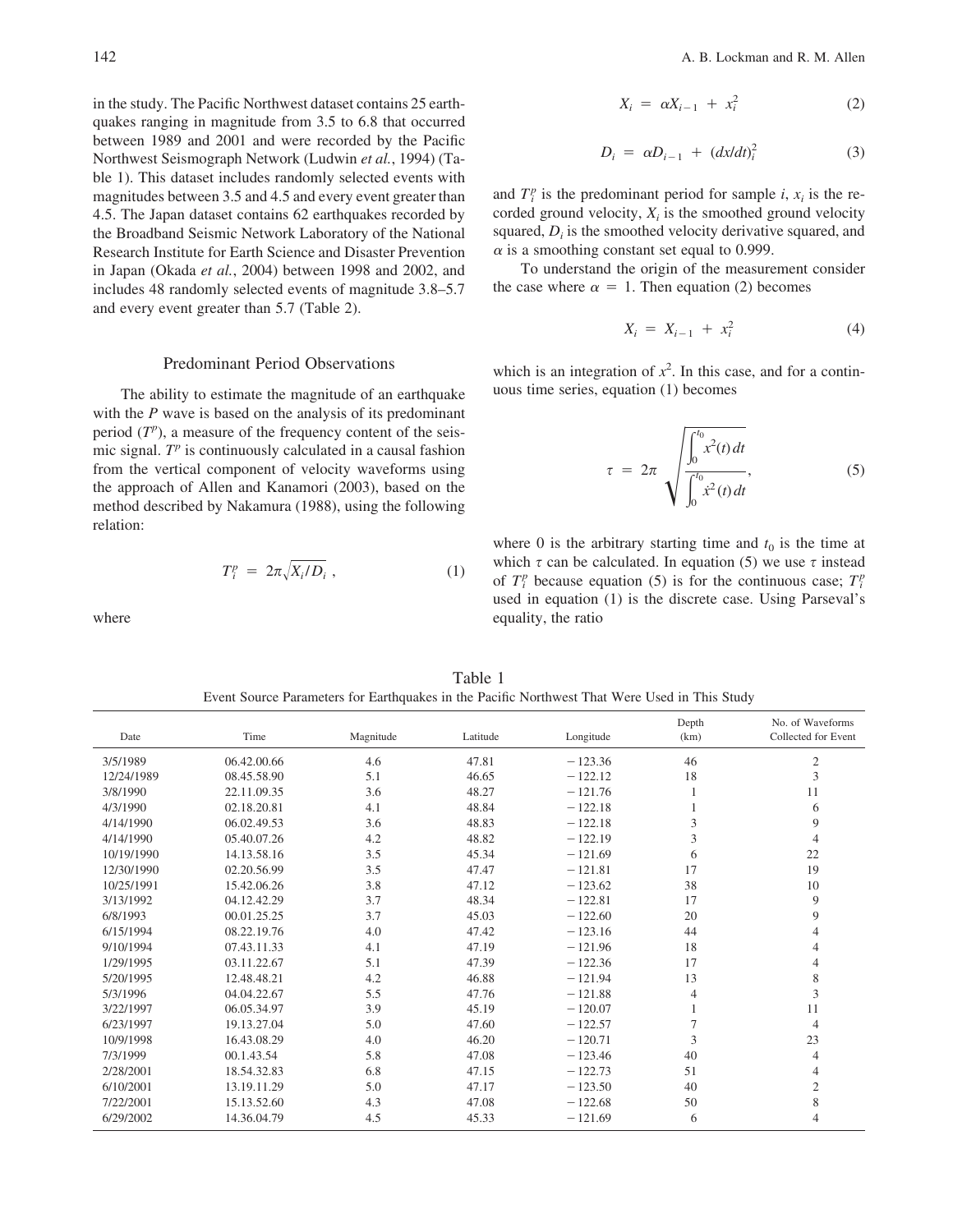in the study. The Pacific Northwest dataset contains 25 earthquakes ranging in magnitude from 3.5 to 6.8 that occurred between 1989 and 2001 and were recorded by the Pacific Northwest Seismograph Network (Ludwin *et al.*, 1994) (Table 1). This dataset includes randomly selected events with magnitudes between 3.5 and 4.5 and every event greater than 4.5. The Japan dataset contains 62 earthquakes recorded by the Broadband Seismic Network Laboratory of the National Research Institute for Earth Science and Disaster Prevention in Japan (Okada *et al.*, 2004) between 1998 and 2002, and includes 48 randomly selected events of magnitude 3.8–5.7 and every event greater than 5.7 (Table 2).

## Predominant Period Observations

The ability to estimate the magnitude of an earthquake with the *P* wave is based on the analysis of its predominant period ($T^p$), a measure of the frequency content of the seismic signal. $T^p$ is continuously calculated in a causal fashion from the vertical component of velocity waveforms using the approach of Allen and Kanamori (2003), based on the method described by Nakamura (1988), using the following relation:

$$T_i^p = 2\pi\sqrt{X_i/D_i}\,, \tag{1}$$

where

$$X_i = \alpha X_{i-1} + x_i^2 \tag{2}$$

$$D_i = \alpha D_{i-1} + (dx/dt)_i^2 \tag{3}$$

and $T_i^p$ is the predominant period for sample $i$, $x_i$ is the recorded ground velocity, $X_i$ is the smoothed ground velocity squared, $D_i$ is the smoothed velocity derivative squared, and $\alpha$ is a smoothing constant set equal to 0.999.

To understand the origin of the measurement consider the case where $\alpha = 1$. Then equation (2) becomes

$$X_i = X_{i-1} + x_i^2 \tag{4}$$

which is an integration of $x^2$. In this case, and for a continuous time series, equation (1) becomes

$$\tau = 2\pi\sqrt{\frac{\int_0^{t_0} x^2(t)\,dt}{\int_0^{t_0} \dot{x}^2(t)\,dt}}, \tag{5}$$

where 0 is the arbitrary starting time and $t_0$ is the time at which $\tau$ can be calculated. In equation (5) we use $\tau$ instead of $T_i^p$ because equation (5) is for the continuous case; $T_i^p$ used in equation (1) is the discrete case. Using Parseval's equality, the ratio

Table 1
Event Source Parameters for Earthquakes in the Pacific Northwest That Were Used in This Study

| Date | Time | Magnitude | Latitude | Longitude | Depth (km) | No. of Waveforms Collected for Event |
|---|---|---|---|---|---|---|
| 3/5/1989 | 06.42.00.66 | 4.6 | 47.81 | −123.36 | 46 | 2 |
| 12/24/1989 | 08.45.58.90 | 5.1 | 46.65 | −122.12 | 18 | 3 |
| 3/8/1990 | 22.11.09.35 | 3.6 | 48.27 | −121.76 | 1 | 11 |
| 4/3/1990 | 02.18.20.81 | 4.1 | 48.84 | −122.18 | 1 | 6 |
| 4/14/1990 | 06.02.49.53 | 3.6 | 48.83 | −122.18 | 3 | 9 |
| 4/14/1990 | 05.40.07.26 | 4.2 | 48.82 | −122.19 | 3 | 4 |
| 10/19/1990 | 14.13.58.16 | 3.5 | 45.34 | −121.69 | 6 | 22 |
| 12/30/1990 | 02.20.56.99 | 3.5 | 47.47 | −121.81 | 17 | 19 |
| 10/25/1991 | 15.42.06.26 | 3.8 | 47.12 | −123.62 | 38 | 10 |
| 3/13/1992 | 04.12.42.29 | 3.7 | 48.34 | −122.81 | 17 | 9 |
| 6/8/1993 | 00.01.25.25 | 3.7 | 45.03 | −122.60 | 20 | 9 |
| 6/15/1994 | 08.22.19.76 | 4.0 | 47.42 | −123.16 | 44 | 4 |
| 9/10/1994 | 07.43.11.33 | 4.1 | 47.19 | −121.96 | 18 | 4 |
| 1/29/1995 | 03.11.22.67 | 5.1 | 47.39 | −122.36 | 17 | 4 |
| 5/20/1995 | 12.48.48.21 | 4.2 | 46.88 | −121.94 | 13 | 8 |
| 5/3/1996 | 04.04.22.67 | 5.5 | 47.76 | −121.88 | 4 | 3 |
| 3/22/1997 | 06.05.34.97 | 3.9 | 45.19 | −120.07 | 1 | 11 |
| 6/23/1997 | 19.13.27.04 | 5.0 | 47.60 | −122.57 | 7 | 4 |
| 10/9/1998 | 16.43.08.29 | 4.0 | 46.20 | −120.71 | 3 | 23 |
| 7/3/1999 | 00.1.43.54 | 5.8 | 47.08 | −123.46 | 40 | 4 |
| 2/28/2001 | 18.54.32.83 | 6.8 | 47.15 | −122.73 | 51 | 4 |
| 6/10/2001 | 13.19.11.29 | 5.0 | 47.17 | −123.50 | 40 | 2 |
| 7/22/2001 | 15.13.52.60 | 4.3 | 47.08 | −122.68 | 50 | 8 |
| 6/29/2002 | 14.36.04.79 | 4.5 | 45.33 | −121.69 | 6 | 4 |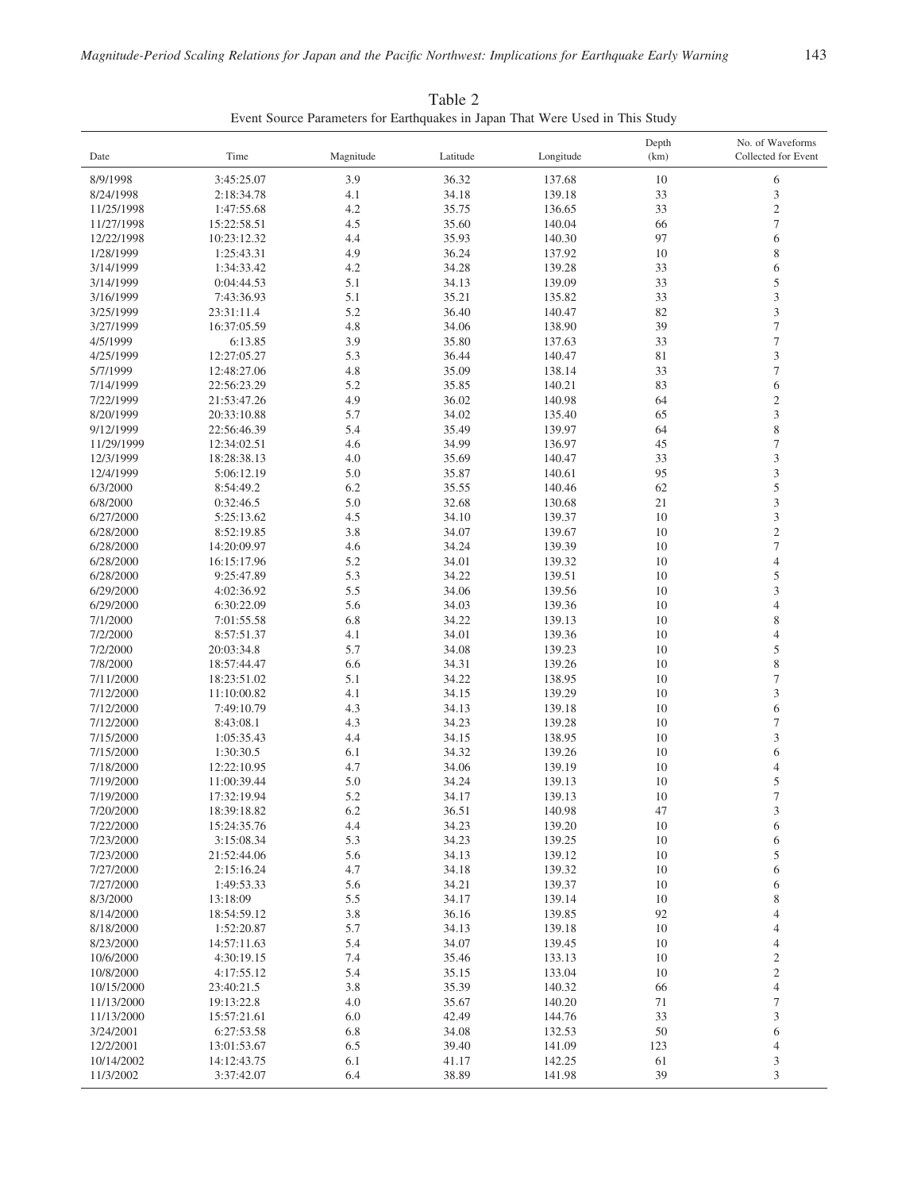Table 2
Event Source Parameters for Earthquakes in Japan That Were Used in This Study

| Date | Time | Magnitude | Latitude | Longitude | Depth (km) | No. of Waveforms Collected for Event |
|---|---|---|---|---|---|---|
| 8/9/1998 | 3:45:25.07 | 3.9 | 36.32 | 137.68 | 10 | 6 |
| 8/24/1998 | 2:18:34.78 | 4.1 | 34.18 | 139.18 | 33 | 3 |
| 11/25/1998 | 1:47:55.68 | 4.2 | 35.75 | 136.65 | 33 | 2 |
| 11/27/1998 | 15:22:58.51 | 4.5 | 35.60 | 140.04 | 66 | 7 |
| 12/22/1998 | 10:23:12.32 | 4.4 | 35.93 | 140.30 | 97 | 6 |
| 1/28/1999 | 1:25:43.31 | 4.9 | 36.24 | 137.92 | 10 | 8 |
| 3/14/1999 | 1:34:33.42 | 4.2 | 34.28 | 139.28 | 33 | 6 |
| 3/14/1999 | 0:04:44.53 | 5.1 | 34.13 | 139.09 | 33 | 5 |
| 3/16/1999 | 7:43:36.93 | 5.1 | 35.21 | 135.82 | 33 | 3 |
| 3/25/1999 | 23:31:11.4 | 5.2 | 36.40 | 140.47 | 82 | 3 |
| 3/27/1999 | 16:37:05.59 | 4.8 | 34.06 | 138.90 | 39 | 7 |
| 4/5/1999 | 6:13.85 | 3.9 | 35.80 | 137.63 | 33 | 7 |
| 4/25/1999 | 12:27:05.27 | 5.3 | 36.44 | 140.47 | 81 | 3 |
| 5/7/1999 | 12:48:27.06 | 4.8 | 35.09 | 138.14 | 33 | 7 |
| 7/14/1999 | 22:56:23.29 | 5.2 | 35.85 | 140.21 | 83 | 6 |
| 7/22/1999 | 21:53:47.26 | 4.9 | 36.02 | 140.98 | 64 | 2 |
| 8/20/1999 | 20:33:10.88 | 5.7 | 34.02 | 135.40 | 65 | 3 |
| 9/12/1999 | 22:56:46.39 | 5.4 | 35.49 | 139.97 | 64 | 8 |
| 11/29/1999 | 12:34:02.51 | 4.6 | 34.99 | 136.97 | 45 | 7 |
| 12/3/1999 | 18:28:38.13 | 4.0 | 35.69 | 140.47 | 33 | 3 |
| 12/4/1999 | 5:06:12.19 | 5.0 | 35.87 | 140.61 | 95 | 3 |
| 6/3/2000 | 8:54:49.2 | 6.2 | 35.55 | 140.46 | 62 | 5 |
| 6/8/2000 | 0:32:46.5 | 5.0 | 32.68 | 130.68 | 21 | 3 |
| 6/27/2000 | 5:25:13.62 | 4.5 | 34.10 | 139.37 | 10 | 3 |
| 6/28/2000 | 8:52:19.85 | 3.8 | 34.07 | 139.67 | 10 | 2 |
| 6/28/2000 | 14:20:09.97 | 4.6 | 34.24 | 139.39 | 10 | 7 |
| 6/28/2000 | 16:15:17.96 | 5.2 | 34.01 | 139.32 | 10 | 4 |
| 6/28/2000 | 9:25:47.89 | 5.3 | 34.22 | 139.51 | 10 | 5 |
| 6/29/2000 | 4:02:36.92 | 5.5 | 34.06 | 139.56 | 10 | 3 |
| 6/29/2000 | 6:30:22.09 | 5.6 | 34.03 | 139.36 | 10 | 4 |
| 7/1/2000 | 7:01:55.58 | 6.8 | 34.22 | 139.13 | 10 | 8 |
| 7/2/2000 | 8:57:51.37 | 4.1 | 34.01 | 139.36 | 10 | 4 |
| 7/2/2000 | 20:03:34.8 | 5.7 | 34.08 | 139.23 | 10 | 5 |
| 7/8/2000 | 18:57:44.47 | 6.6 | 34.31 | 139.26 | 10 | 8 |
| 7/11/2000 | 18:23:51.02 | 5.1 | 34.22 | 138.95 | 10 | 7 |
| 7/12/2000 | 11:10:00.82 | 4.1 | 34.15 | 139.29 | 10 | 3 |
| 7/12/2000 | 7:49:10.79 | 4.3 | 34.13 | 139.18 | 10 | 6 |
| 7/12/2000 | 8:43:08.1 | 4.3 | 34.23 | 139.28 | 10 | 7 |
| 7/15/2000 | 1:05:35.43 | 4.4 | 34.15 | 138.95 | 10 | 3 |
| 7/15/2000 | 1:30:30.5 | 6.1 | 34.32 | 139.26 | 10 | 6 |
| 7/18/2000 | 12:22:10.95 | 4.7 | 34.06 | 139.19 | 10 | 4 |
| 7/19/2000 | 11:00:39.44 | 5.0 | 34.24 | 139.13 | 10 | 5 |
| 7/19/2000 | 17:32:19.94 | 5.2 | 34.17 | 139.13 | 10 | 7 |
| 7/20/2000 | 18:39:18.82 | 6.2 | 36.51 | 140.98 | 47 | 3 |
| 7/22/2000 | 15:24:35.76 | 4.4 | 34.23 | 139.20 | 10 | 6 |
| 7/23/2000 | 3:15:08.34 | 5.3 | 34.23 | 139.25 | 10 | 6 |
| 7/23/2000 | 21:52:44.06 | 5.6 | 34.13 | 139.12 | 10 | 5 |
| 7/27/2000 | 2:15:16.24 | 4.7 | 34.18 | 139.32 | 10 | 6 |
| 7/27/2000 | 1:49:53.33 | 5.6 | 34.21 | 139.37 | 10 | 6 |
| 8/3/2000 | 13:18:09 | 5.5 | 34.17 | 139.14 | 10 | 8 |
| 8/14/2000 | 18:54:59.12 | 3.8 | 36.16 | 139.85 | 92 | 4 |
| 8/18/2000 | 1:52:20.87 | 5.7 | 34.13 | 139.18 | 10 | 4 |
| 8/23/2000 | 14:57:11.63 | 5.4 | 34.07 | 139.45 | 10 | 4 |
| 10/6/2000 | 4:30:19.15 | 7.4 | 35.46 | 133.13 | 10 | 2 |
| 10/8/2000 | 4:17:55.12 | 5.4 | 35.15 | 133.04 | 10 | 2 |
| 10/15/2000 | 23:40:21.5 | 3.8 | 35.39 | 140.32 | 66 | 4 |
| 11/13/2000 | 19:13:22.8 | 4.0 | 35.67 | 140.20 | 71 | 7 |
| 11/13/2000 | 15:57:21.61 | 6.0 | 42.49 | 144.76 | 33 | 3 |
| 3/24/2001 | 6:27:53.58 | 6.8 | 34.08 | 132.53 | 50 | 6 |
| 12/2/2001 | 13:01:53.67 | 6.5 | 39.40 | 141.09 | 123 | 4 |
| 10/14/2002 | 14:12:43.75 | 6.1 | 41.17 | 142.25 | 61 | 3 |
| 11/3/2002 | 3:37:42.07 | 6.4 | 38.89 | 141.98 | 39 | 3 |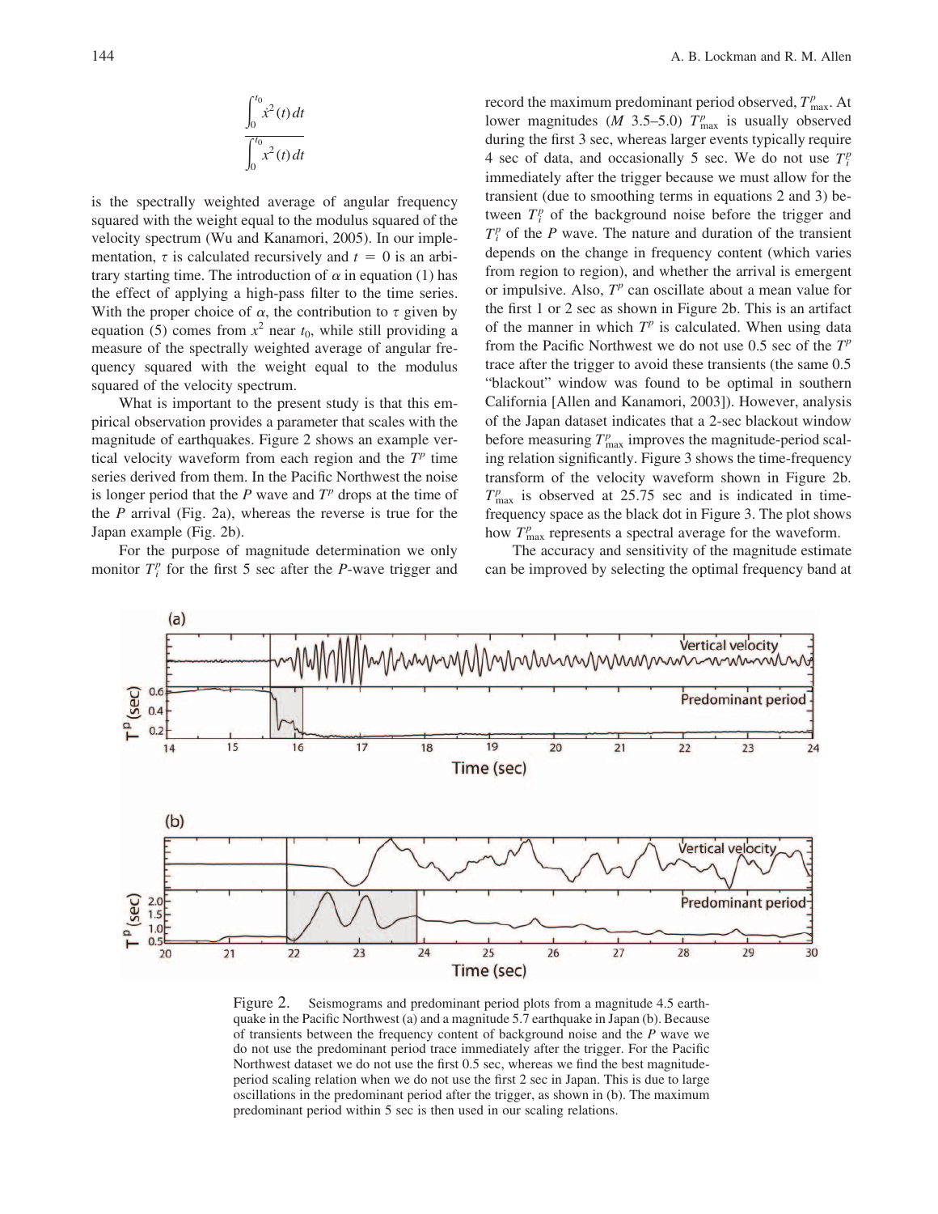$$\frac{\int_0^{t_0} \dot{x}^2(t)\,dt}{\int_0^{t_0} x^2(t)\,dt}$$

is the spectrally weighted average of angular frequency squared with the weight equal to the modulus squared of the velocity spectrum (Wu and Kanamori, 2005). In our implementation, $\tau$ is calculated recursively and $t = 0$ is an arbitrary starting time. The introduction of $\alpha$ in equation (1) has the effect of applying a high-pass filter to the time series. With the proper choice of $\alpha$, the contribution to $\tau$ given by equation (5) comes from $x^2$ near $t_0$, while still providing a measure of the spectrally weighted average of angular frequency squared with the weight equal to the modulus squared of the velocity spectrum.

What is important to the present study is that this empirical observation provides a parameter that scales with the magnitude of earthquakes. Figure 2 shows an example vertical velocity waveform from each region and the $T^p$ time series derived from them. In the Pacific Northwest the noise is longer period that the *P* wave and $T^p$ drops at the time of the *P* arrival (Fig. 2a), whereas the reverse is true for the Japan example (Fig. 2b).

For the purpose of magnitude determination we only monitor $T_i^p$ for the first 5 sec after the *P*-wave trigger and record the maximum predominant period observed, $T_{\max}^p$. At lower magnitudes (*M* 3.5–5.0) $T_{\max}^p$ is usually observed during the first 3 sec, whereas larger events typically require 4 sec of data, and occasionally 5 sec. We do not use $T_i^p$ immediately after the trigger because we must allow for the transient (due to smoothing terms in equations 2 and 3) between $T_i^p$ of the background noise before the trigger and $T_i^p$ of the *P* wave. The nature and duration of the transient depends on the change in frequency content (which varies from region to region), and whether the arrival is emergent or impulsive. Also, $T^p$ can oscillate about a mean value for the first 1 or 2 sec as shown in Figure 2b. This is an artifact of the manner in which $T^p$ is calculated. When using data from the Pacific Northwest we do not use 0.5 sec of the $T^p$ trace after the trigger to avoid these transients (the same 0.5 "blackout" window was found to be optimal in southern California [Allen and Kanamori, 2003]). However, analysis of the Japan dataset indicates that a 2-sec blackout window before measuring $T_{\max}^p$ improves the magnitude-period scaling relation significantly. Figure 3 shows the time-frequency transform of the velocity waveform shown in Figure 2b. $T_{\max}^p$ is observed at 25.75 sec and is indicated in time-frequency space as the black dot in Figure 3. The plot shows how $T_{\max}^p$ represents a spectral average for the waveform.

The accuracy and sensitivity of the magnitude estimate can be improved by selecting the optimal frequency band at

Figure 2. Seismograms and predominant period plots from a magnitude 4.5 earthquake in the Pacific Northwest (a) and a magnitude 5.7 earthquake in Japan (b). Because of transients between the frequency content of background noise and the *P* wave we do not use the predominant period trace immediately after the trigger. For the Pacific Northwest dataset we do not use the first 0.5 sec, whereas we find the best magnitude-period scaling relation when we do not use the first 2 sec in Japan. This is due to large oscillations in the predominant period after the trigger, as shown in (b). The maximum predominant period within 5 sec is then used in our scaling relations.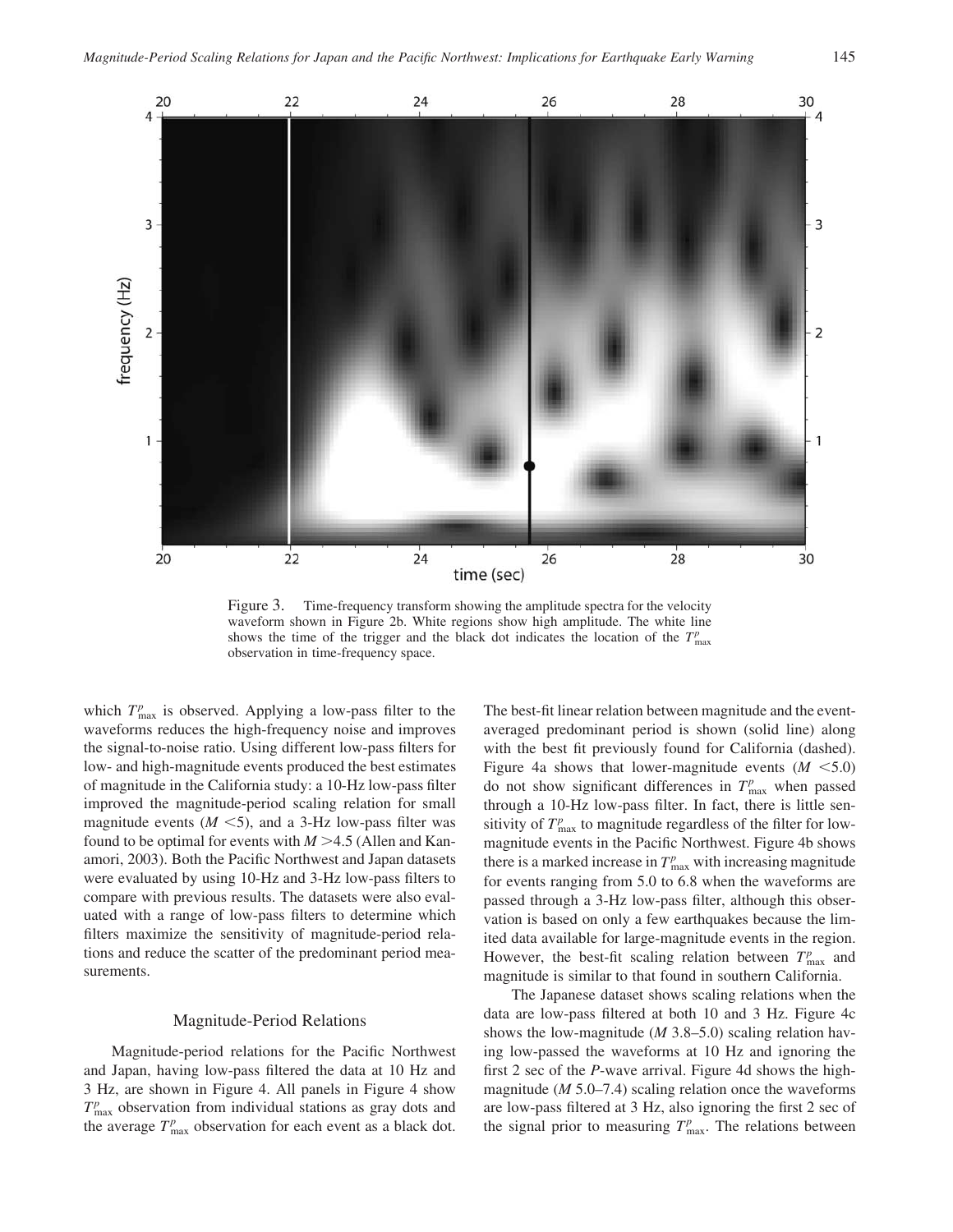Figure 3. Time-frequency transform showing the amplitude spectra for the velocity waveform shown in Figure 2b. White regions show high amplitude. The white line shows the time of the trigger and the black dot indicates the location of the $T^p_{\max}$ observation in time-frequency space.

which $T^p_{\max}$ is observed. Applying a low-pass filter to the waveforms reduces the high-frequency noise and improves the signal-to-noise ratio. Using different low-pass filters for low- and high-magnitude events produced the best estimates of magnitude in the California study: a 10-Hz low-pass filter improved the magnitude-period scaling relation for small magnitude events ($M < 5$), and a 3-Hz low-pass filter was found to be optimal for events with $M > 4.5$ (Allen and Kanamori, 2003). Both the Pacific Northwest and Japan datasets were evaluated by using 10-Hz and 3-Hz low-pass filters to compare with previous results. The datasets were also evaluated with a range of low-pass filters to determine which filters maximize the sensitivity of magnitude-period relations and reduce the scatter of the predominant period measurements.

## Magnitude-Period Relations

Magnitude-period relations for the Pacific Northwest and Japan, having low-pass filtered the data at 10 Hz and 3 Hz, are shown in Figure 4. All panels in Figure 4 show $T^p_{\max}$ observation from individual stations as gray dots and the average $T^p_{\max}$ observation for each event as a black dot. The best-fit linear relation between magnitude and the event-averaged predominant period is shown (solid line) along with the best fit previously found for California (dashed). Figure 4a shows that lower-magnitude events ($M < 5.0$) do not show significant differences in $T^p_{\max}$ when passed through a 10-Hz low-pass filter. In fact, there is little sensitivity of $T^p_{\max}$ to magnitude regardless of the filter for low-magnitude events in the Pacific Northwest. Figure 4b shows there is a marked increase in $T^p_{\max}$ with increasing magnitude for events ranging from 5.0 to 6.8 when the waveforms are passed through a 3-Hz low-pass filter, although this observation is based on only a few earthquakes because the limited data available for large-magnitude events in the region. However, the best-fit scaling relation between $T^p_{\max}$ and magnitude is similar to that found in southern California.

The Japanese dataset shows scaling relations when the data are low-pass filtered at both 10 and 3 Hz. Figure 4c shows the low-magnitude ($M$ 3.8–5.0) scaling relation having low-passed the waveforms at 10 Hz and ignoring the first 2 sec of the $P$-wave arrival. Figure 4d shows the high-magnitude ($M$ 5.0–7.4) scaling relation once the waveforms are low-pass filtered at 3 Hz, also ignoring the first 2 sec of the signal prior to measuring $T^p_{\max}$. The relations between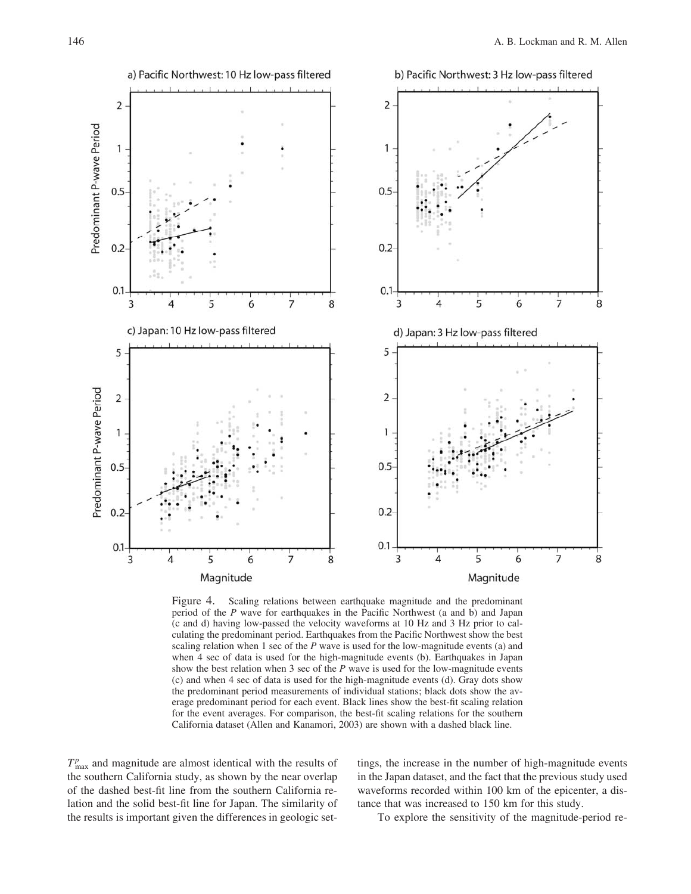Figure 4. Scaling relations between earthquake magnitude and the predominant period of the *P* wave for earthquakes in the Pacific Northwest (a and b) and Japan (c and d) having low-passed the velocity waveforms at 10 Hz and 3 Hz prior to calculating the predominant period. Earthquakes from the Pacific Northwest show the best scaling relation when 1 sec of the *P* wave is used for the low-magnitude events (a) and when 4 sec of data is used for the high-magnitude events (b). Earthquakes in Japan show the best relation when 3 sec of the *P* wave is used for the low-magnitude events (c) and when 4 sec of data is used for the high-magnitude events (d). Gray dots show the predominant period measurements of individual stations; black dots show the average predominant period for each event. Black lines show the best-fit scaling relation for the event averages. For comparison, the best-fit scaling relations for the southern California dataset (Allen and Kanamori, 2003) are shown with a dashed black line.

$T^{p}_{\max}$ and magnitude are almost identical with the results of the southern California study, as shown by the near overlap of the dashed best-fit line from the southern California relation and the solid best-fit line for Japan. The similarity of the results is important given the differences in geologic settings, the increase in the number of high-magnitude events in the Japan dataset, and the fact that the previous study used waveforms recorded within 100 km of the epicenter, a distance that was increased to 150 km for this study.

To explore the sensitivity of the magnitude-period re-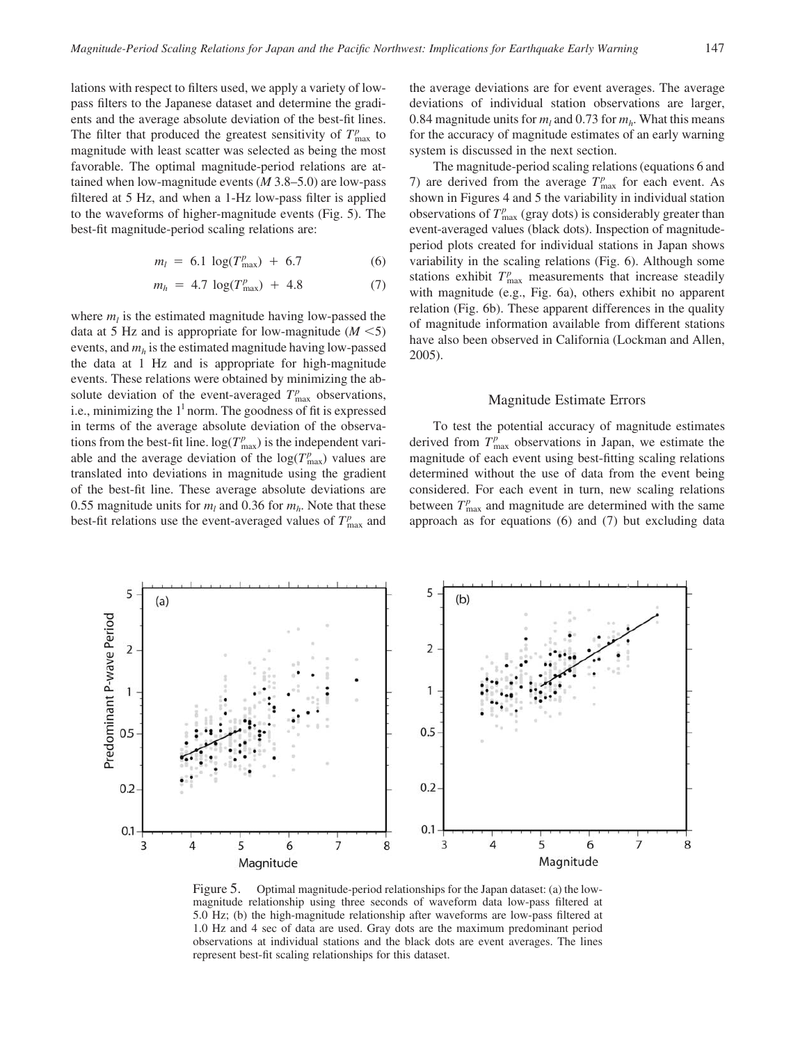lations with respect to filters used, we apply a variety of low-pass filters to the Japanese dataset and determine the gradients and the average absolute deviation of the best-fit lines. The filter that produced the greatest sensitivity of $T^p_{\max}$ to magnitude with least scatter was selected as being the most favorable. The optimal magnitude-period relations are attained when low-magnitude events ($M$ 3.8–5.0) are low-pass filtered at 5 Hz, and when a 1-Hz low-pass filter is applied to the waveforms of higher-magnitude events (Fig. 5). The best-fit magnitude-period scaling relations are:

$$m_l = 6.1 \log(T^p_{\max}) + 6.7 \quad (6)$$

$$m_h = 4.7 \log(T^p_{\max}) + 4.8 \quad (7)$$

where $m_l$ is the estimated magnitude having low-passed the data at 5 Hz and is appropriate for low-magnitude ($M < 5$) events, and $m_h$ is the estimated magnitude having low-passed the data at 1 Hz and is appropriate for high-magnitude events. These relations were obtained by minimizing the absolute deviation of the event-averaged $T^p_{\max}$ observations, i.e., minimizing the $1^1$ norm. The goodness of fit is expressed in terms of the average absolute deviation of the observations from the best-fit line. $\log(T^p_{\max})$ is the independent variable and the average deviation of the $\log(T^p_{\max})$ values are translated into deviations in magnitude using the gradient of the best-fit line. These average absolute deviations are 0.55 magnitude units for $m_l$ and 0.36 for $m_h$. Note that these best-fit relations use the event-averaged values of $T^p_{\max}$ and the average deviations are for event averages. The average deviations of individual station observations are larger, 0.84 magnitude units for $m_l$ and 0.73 for $m_h$. What this means for the accuracy of magnitude estimates of an early warning system is discussed in the next section.

The magnitude-period scaling relations (equations 6 and 7) are derived from the average $T^p_{\max}$ for each event. As shown in Figures 4 and 5 the variability in individual station observations of $T^p_{\max}$ (gray dots) is considerably greater than event-averaged values (black dots). Inspection of magnitude-period plots created for individual stations in Japan shows variability in the scaling relations (Fig. 6). Although some stations exhibit $T^p_{\max}$ measurements that increase steadily with magnitude (e.g., Fig. 6a), others exhibit no apparent relation (Fig. 6b). These apparent differences in the quality of magnitude information available from different stations have also been observed in California (Lockman and Allen, 2005).

## Magnitude Estimate Errors

To test the potential accuracy of magnitude estimates derived from $T^p_{\max}$ observations in Japan, we estimate the magnitude of each event using best-fitting scaling relations determined without the use of data from the event being considered. For each event in turn, new scaling relations between $T^p_{\max}$ and magnitude are determined with the same approach as for equations (6) and (7) but excluding data

Figure 5. Optimal magnitude-period relationships for the Japan dataset: (a) the low-magnitude relationship using three seconds of waveform data low-pass filtered at 5.0 Hz; (b) the high-magnitude relationship after waveforms are low-pass filtered at 1.0 Hz and 4 sec of data are used. Gray dots are the maximum predominant period observations at individual stations and the black dots are event averages. The lines represent best-fit scaling relationships for this dataset.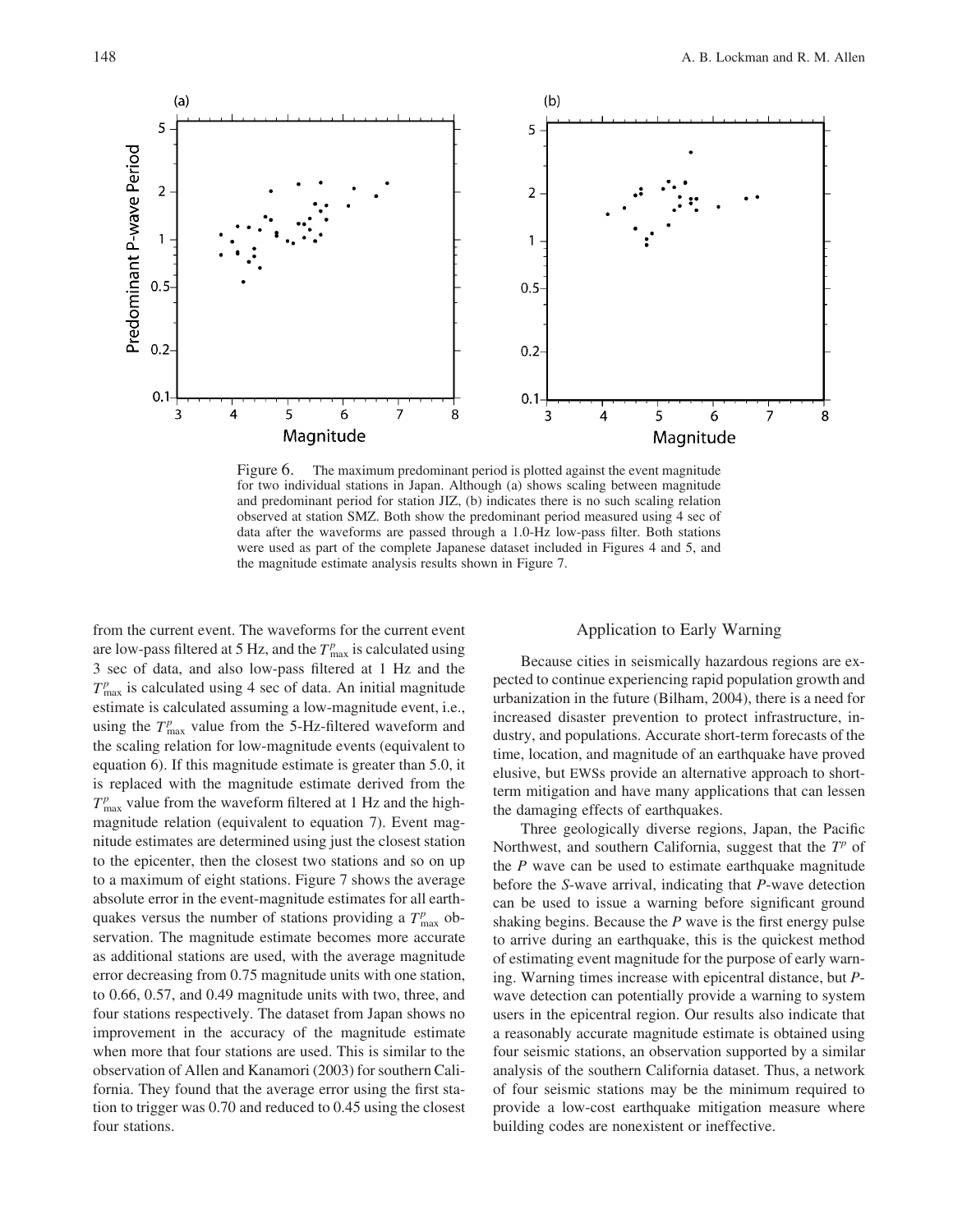Figure 6. The maximum predominant period is plotted against the event magnitude for two individual stations in Japan. Although (a) shows scaling between magnitude and predominant period for station JIZ, (b) indicates there is no such scaling relation observed at station SMZ. Both show the predominant period measured using 4 sec of data after the waveforms are passed through a 1.0-Hz low-pass filter. Both stations were used as part of the complete Japanese dataset included in Figures 4 and 5, and the magnitude estimate analysis results shown in Figure 7.

from the current event. The waveforms for the current event are low-pass filtered at 5 Hz, and the $T^p_{\max}$ is calculated using 3 sec of data, and also low-pass filtered at 1 Hz and the $T^p_{\max}$ is calculated using 4 sec of data. An initial magnitude estimate is calculated assuming a low-magnitude event, i.e., using the $T^p_{\max}$ value from the 5-Hz-filtered waveform and the scaling relation for low-magnitude events (equivalent to equation 6). If this magnitude estimate is greater than 5.0, it is replaced with the magnitude estimate derived from the $T^p_{\max}$ value from the waveform filtered at 1 Hz and the high-magnitude relation (equivalent to equation 7). Event magnitude estimates are determined using just the closest station to the epicenter, then the closest two stations and so on up to a maximum of eight stations. Figure 7 shows the average absolute error in the event-magnitude estimates for all earthquakes versus the number of stations providing a $T^p_{\max}$ observation. The magnitude estimate becomes more accurate as additional stations are used, with the average magnitude error decreasing from 0.75 magnitude units with one station, to 0.66, 0.57, and 0.49 magnitude units with two, three, and four stations respectively. The dataset from Japan shows no improvement in the accuracy of the magnitude estimate when more that four stations are used. This is similar to the observation of Allen and Kanamori (2003) for southern California. They found that the average error using the first station to trigger was 0.70 and reduced to 0.45 using the closest four stations.

## Application to Early Warning

Because cities in seismically hazardous regions are expected to continue experiencing rapid population growth and urbanization in the future (Bilham, 2004), there is a need for increased disaster prevention to protect infrastructure, industry, and populations. Accurate short-term forecasts of the time, location, and magnitude of an earthquake have proved elusive, but EWSs provide an alternative approach to short-term mitigation and have many applications that can lessen the damaging effects of earthquakes.

Three geologically diverse regions, Japan, the Pacific Northwest, and southern California, suggest that the $T^p$ of the *P* wave can be used to estimate earthquake magnitude before the *S*-wave arrival, indicating that *P*-wave detection can be used to issue a warning before significant ground shaking begins. Because the *P* wave is the first energy pulse to arrive during an earthquake, this is the quickest method of estimating event magnitude for the purpose of early warning. Warning times increase with epicentral distance, but *P*-wave detection can potentially provide a warning to system users in the epicentral region. Our results also indicate that a reasonably accurate magnitude estimate is obtained using four seismic stations, an observation supported by a similar analysis of the southern California dataset. Thus, a network of four seismic stations may be the minimum required to provide a low-cost earthquake mitigation measure where building codes are nonexistent or ineffective.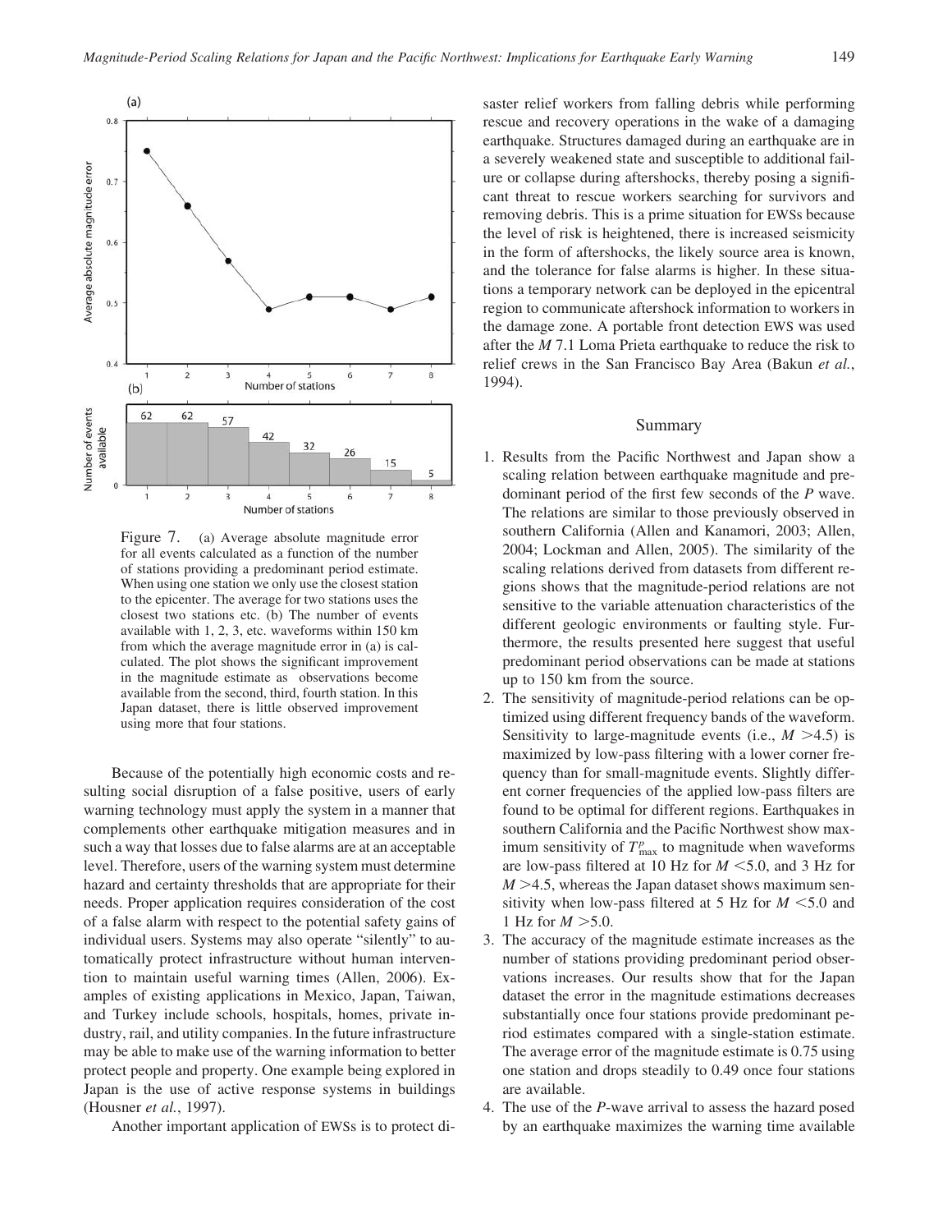Figure 7. (a) Average absolute magnitude error for all events calculated as a function of the number of stations providing a predominant period estimate. When using one station we only use the closest station to the epicenter. The average for two stations uses the closest two stations etc. (b) The number of events available with 1, 2, 3, etc. waveforms within 150 km from which the average magnitude error in (a) is calculated. The plot shows the significant improvement in the magnitude estimate as observations become available from the second, third, fourth station. In this Japan dataset, there is little observed improvement using more that four stations.

Because of the potentially high economic costs and resulting social disruption of a false positive, users of early warning technology must apply the system in a manner that complements other earthquake mitigation measures and in such a way that losses due to false alarms are at an acceptable level. Therefore, users of the warning system must determine hazard and certainty thresholds that are appropriate for their needs. Proper application requires consideration of the cost of a false alarm with respect to the potential safety gains of individual users. Systems may also operate "silently" to automatically protect infrastructure without human intervention to maintain useful warning times (Allen, 2006). Examples of existing applications in Mexico, Japan, Taiwan, and Turkey include schools, hospitals, homes, private industry, rail, and utility companies. In the future infrastructure may be able to make use of the warning information to better protect people and property. One example being explored in Japan is the use of active response systems in buildings (Housner *et al.*, 1997).

Another important application of EWSs is to protect disaster relief workers from falling debris while performing rescue and recovery operations in the wake of a damaging earthquake. Structures damaged during an earthquake are in a severely weakened state and susceptible to additional failure or collapse during aftershocks, thereby posing a significant threat to rescue workers searching for survivors and removing debris. This is a prime situation for EWSs because the level of risk is heightened, there is increased seismicity in the form of aftershocks, the likely source area is known, and the tolerance for false alarms is higher. In these situations a temporary network can be deployed in the epicentral region to communicate aftershock information to workers in the damage zone. A portable front detection EWS was used after the *M* 7.1 Loma Prieta earthquake to reduce the risk to relief crews in the San Francisco Bay Area (Bakun *et al.*, 1994).

## Summary

1. Results from the Pacific Northwest and Japan show a scaling relation between earthquake magnitude and predominant period of the first few seconds of the *P* wave. The relations are similar to those previously observed in southern California (Allen and Kanamori, 2003; Allen, 2004; Lockman and Allen, 2005). The similarity of the scaling relations derived from datasets from different regions shows that the magnitude-period relations are not sensitive to the variable attenuation characteristics of the different geologic environments or faulting style. Furthermore, the results presented here suggest that useful predominant period observations can be made at stations up to 150 km from the source.
2. The sensitivity of magnitude-period relations can be optimized using different frequency bands of the waveform. Sensitivity to large-magnitude events (i.e., $M > 4.5$) is maximized by low-pass filtering with a lower corner frequency than for small-magnitude events. Slightly different corner frequencies of the applied low-pass filters are found to be optimal for different regions. Earthquakes in southern California and the Pacific Northwest show maximum sensitivity of $T^p_{\max}$ to magnitude when waveforms are low-pass filtered at 10 Hz for $M < 5.0$, and 3 Hz for $M > 4.5$, whereas the Japan dataset shows maximum sensitivity when low-pass filtered at 5 Hz for $M < 5.0$ and 1 Hz for $M > 5.0$.
3. The accuracy of the magnitude estimate increases as the number of stations providing predominant period observations increases. Our results show that for the Japan dataset the error in the magnitude estimations decreases substantially once four stations provide predominant period estimates compared with a single-station estimate. The average error of the magnitude estimate is 0.75 using one station and drops steadily to 0.49 once four stations are available.
4. The use of the *P*-wave arrival to assess the hazard posed by an earthquake maximizes the warning time available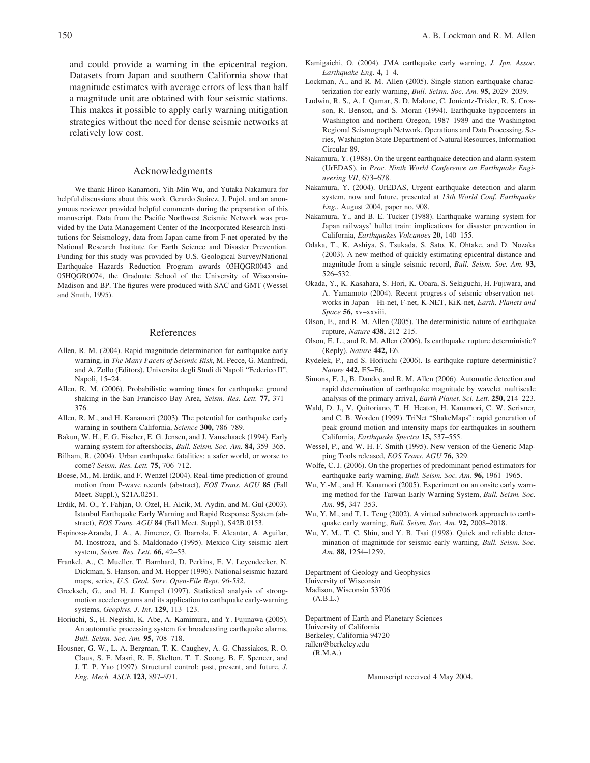and could provide a warning in the epicentral region. Datasets from Japan and southern California show that magnitude estimates with average errors of less than half a magnitude unit are obtained with four seismic stations. This makes it possible to apply early warning mitigation strategies without the need for dense seismic networks at relatively low cost.

## Acknowledgments

We thank Hiroo Kanamori, Yih-Min Wu, and Yutaka Nakamura for helpful discussions about this work. Gerardo Suárez, J. Pujol, and an anonymous reviewer provided helpful comments during the preparation of this manuscript. Data from the Pacific Northwest Seismic Network was provided by the Data Management Center of the Incorporated Research Institutions for Seismology, data from Japan came from F-net operated by the National Research Institute for Earth Science and Disaster Prevention. Funding for this study was provided by U.S. Geological Survey/National Earthquake Hazards Reduction Program awards 03HQGR0043 and 05HQGR0074, the Graduate School of the University of Wisconsin-Madison and BP. The figures were produced with SAC and GMT (Wessel and Smith, 1995).

## References

Allen, R. M. (2004). Rapid magnitude determination for earthquake early warning, in *The Many Facets of Seismic Risk*, M. Pecce, G. Manfredi, and A. Zollo (Editors), Universita degli Studi di Napoli "Federico II", Napoli, 15–24.

Allen, R. M. (2006). Probabilistic warning times for earthquake ground shaking in the San Francisco Bay Area, *Seism. Res. Lett.* **77,** 371–376.

Allen, R. M., and H. Kanamori (2003). The potential for earthquake early warning in southern California, *Science* **300,** 786–789.

Bakun, W. H., F. G. Fischer, E. G. Jensen, and J. Vanschaack (1994). Early warning system for aftershocks, *Bull. Seism. Soc. Am.* **84,** 359–365.

Bilham, R. (2004). Urban earthquake fatalities: a safer world, or worse to come? *Seism. Res. Lett.* **75,** 706–712.

Boese, M., M. Erdik, and F. Wenzel (2004). Real-time prediction of ground motion from P-wave records (abstract), *EOS Trans. AGU* **85** (Fall Meet. Suppl.), S21A.0251.

Erdik, M. O., Y. Fahjan, O. Ozel, H. Alcik, M. Aydin, and M. Gul (2003). Istanbul Earthquake Early Warning and Rapid Response System (abstract), *EOS Trans. AGU* **84** (Fall Meet. Suppl.), S42B.0153.

Espinosa-Aranda, J. A., A. Jimenez, G. Ibarrola, F. Alcantar, A. Aguilar, M. Inostroza, and S. Maldonado (1995). Mexico City seismic alert system, *Seism. Res. Lett.* **66,** 42–53.

Frankel, A., C. Mueller, T. Barnhard, D. Perkins, E. V. Leyendecker, N. Dickman, S. Hanson, and M. Hopper (1996). National seismic hazard maps, series, *U.S. Geol. Surv. Open-File Rept. 96-532*.

Grecksch, G., and H. J. Kumpel (1997). Statistical analysis of strong-motion accelerograms and its application to earthquake early-warning systems, *Geophys. J. Int.* **129,** 113–123.

Horiuchi, S., H. Negishi, K. Abe, A. Kamimura, and Y. Fujinawa (2005). An automatic processing system for broadcasting earthquake alarms, *Bull. Seism. Soc. Am.* **95,** 708–718.

Housner, G. W., L. A. Bergman, T. K. Caughey, A. G. Chassiakos, R. O. Claus, S. F. Masri, R. E. Skelton, T. T. Soong, B. F. Spencer, and J. T. P. Yao (1997). Structural control: past, present, and future, *J. Eng. Mech. ASCE* **123,** 897–971.

Kamigaichi, O. (2004). JMA earthquake early warning, *J. Jpn. Assoc. Earthquake Eng.* **4,** 1–4.

Lockman, A., and R. M. Allen (2005). Single station earthquake characterization for early warning, *Bull. Seism. Soc. Am.* **95,** 2029–2039.

Ludwin, R. S., A. I. Qamar, S. D. Malone, C. Jonientz-Trisler, R. S. Crosson, R. Benson, and S. Moran (1994). Earthquake hypocenters in Washington and northern Oregon, 1987–1989 and the Washington Regional Seismograph Network, Operations and Data Processing, Series, Washington State Department of Natural Resources, Information Circular 89.

Nakamura, Y. (1988). On the urgent earthquake detection and alarm system (UrEDAS), in *Proc. Ninth World Conference on Earthquake Engineering VII*, 673–678.

Nakamura, Y. (2004). UrEDAS, Urgent earthquake detection and alarm system, now and future, presented at *13th World Conf. Earthquake Eng.*, August 2004, paper no. 908.

Nakamura, Y., and B. E. Tucker (1988). Earthquake warning system for Japan railways' bullet train: implications for disaster prevention in California, *Earthquakes Volcanoes* **20,** 140–155.

Odaka, T., K. Ashiya, S. Tsukada, S. Sato, K. Ohtake, and D. Nozaka (2003). A new method of quickly estimating epicentral distance and magnitude from a single seismic record, *Bull. Seism. Soc. Am.* **93,** 526–532.

Okada, Y., K. Kasahara, S. Hori, K. Obara, S. Sekiguchi, H. Fujiwara, and A. Yamamoto (2004). Recent progress of seismic observation networks in Japan—Hi-net, F-net, K-NET, KiK-net, *Earth, Planets and Space* **56,** xv–xxviii.

Olson, E., and R. M. Allen (2005). The deterministic nature of earthquake rupture, *Nature* **438,** 212–215.

Olson, E. L., and R. M. Allen (2006). Is earthquake rupture deterministic? (Reply), *Nature* **442,** E6.

Rydelek, P., and S. Horiuchi (2006). Is earthquke rupture deterministic? *Nature* **442,** E5–E6.

Simons, F. J., B. Dando, and R. M. Allen (2006). Automatic detection and rapid determination of earthquake magnitude by wavelet multiscale analysis of the primary arrival, *Earth Planet. Sci. Lett.* **250,** 214–223.

Wald, D. J., V. Quitoriano, T. H. Heaton, H. Kanamori, C. W. Scrivner, and C. B. Worden (1999). TriNet "ShakeMaps": rapid generation of peak ground motion and intensity maps for earthquakes in southern California, *Earthquake Spectra* **15,** 537–555.

Wessel, P., and W. H. F. Smith (1995). New version of the Generic Mapping Tools released, *EOS Trans. AGU* **76,** 329.

Wolfe, C. J. (2006). On the properties of predominant period estimators for earthquake early warning, *Bull. Seism. Soc. Am.* **96,** 1961–1965.

Wu, Y.-M., and H. Kanamori (2005). Experiment on an onsite early warning method for the Taiwan Early Warning System, *Bull. Seism. Soc. Am.* **95,** 347–353.

Wu, Y. M., and T. L. Teng (2002). A virtual subnetwork approach to earthquake early warning, *Bull. Seism. Soc. Am.* **92,** 2008–2018.

Wu, Y. M., T. C. Shin, and Y. B. Tsai (1998). Quick and reliable determination of magnitude for seismic early warning, *Bull. Seism. Soc. Am.* **88,** 1254–1259.

Department of Geology and Geophysics
University of Wisconsin
Madison, Wisconsin 53706
(A.B.L.)

Department of Earth and Planetary Sciences
University of California
Berkeley, California 94720
rallen@berkeley.edu
(R.M.A.)

Manuscript received 4 May 2004.